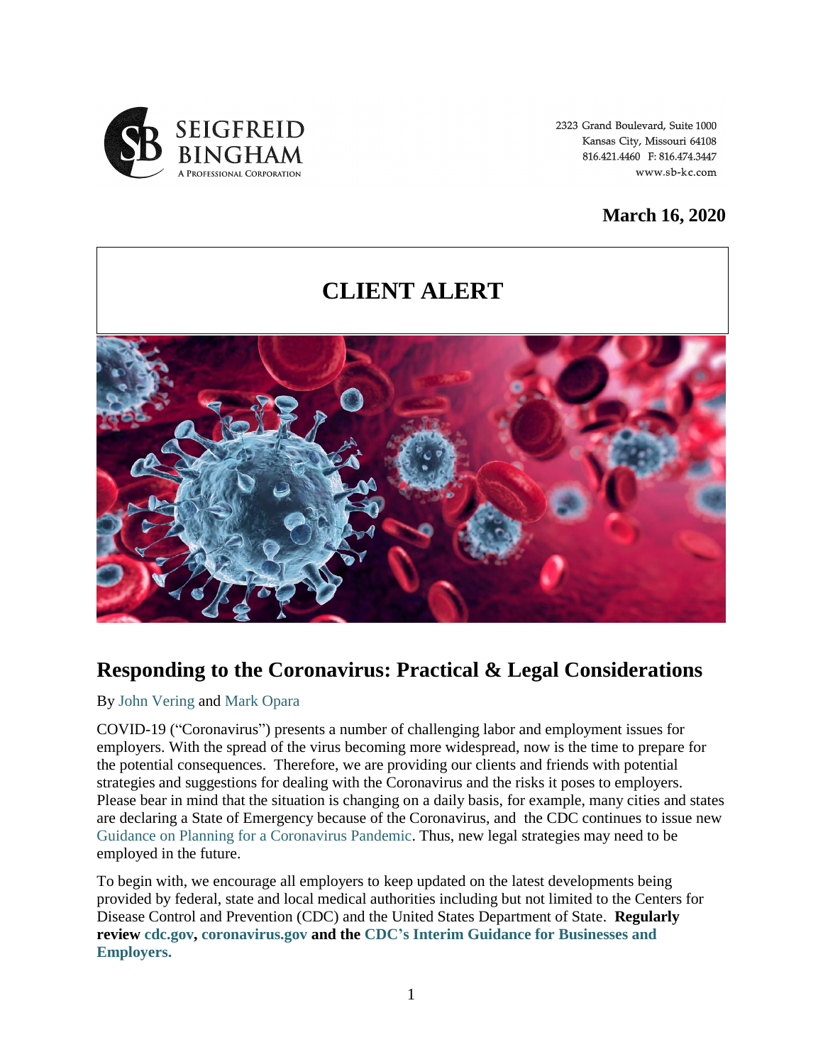SEIGFREID BINGHAM
A PROFESSIONAL CORPORATION

2323 Grand Boulevard, Suite 1000
Kansas City, Missouri 64108
816.421.4460 F: 816.474.3447
www.sb-kc.com

**March 16, 2020**

# CLIENT ALERT

## Responding to the Coronavirus: Practical & Legal Considerations

By John Vering and Mark Opara

COVID-19 ("Coronavirus") presents a number of challenging labor and employment issues for employers. With the spread of the virus becoming more widespread, now is the time to prepare for the potential consequences. Therefore, we are providing our clients and friends with potential strategies and suggestions for dealing with the Coronavirus and the risks it poses to employers. Please bear in mind that the situation is changing on a daily basis, for example, many cities and states are declaring a State of Emergency because of the Coronavirus, and the CDC continues to issue new Guidance on Planning for a Coronavirus Pandemic. Thus, new legal strategies may need to be employed in the future.

To begin with, we encourage all employers to keep updated on the latest developments being provided by federal, state and local medical authorities including but not limited to the Centers for Disease Control and Prevention (CDC) and the United States Department of State. **Regularly review cdc.gov, coronavirus.gov and the CDC's Interim Guidance for Businesses and Employers.**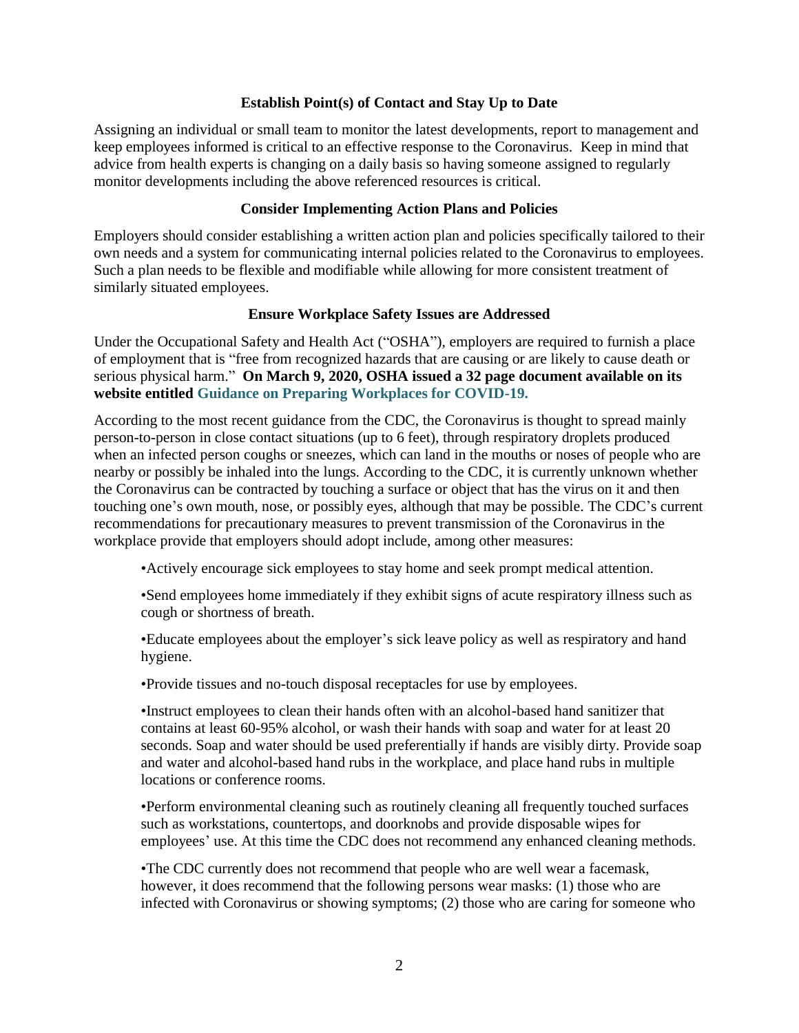### Establish Point(s) of Contact and Stay Up to Date

Assigning an individual or small team to monitor the latest developments, report to management and keep employees informed is critical to an effective response to the Coronavirus. Keep in mind that advice from health experts is changing on a daily basis so having someone assigned to regularly monitor developments including the above referenced resources is critical.

### Consider Implementing Action Plans and Policies

Employers should consider establishing a written action plan and policies specifically tailored to their own needs and a system for communicating internal policies related to the Coronavirus to employees. Such a plan needs to be flexible and modifiable while allowing for more consistent treatment of similarly situated employees.

### Ensure Workplace Safety Issues are Addressed

Under the Occupational Safety and Health Act ("OSHA"), employers are required to furnish a place of employment that is "free from recognized hazards that are causing or are likely to cause death or serious physical harm." **On March 9, 2020, OSHA issued a 32 page document available on its website entitled Guidance on Preparing Workplaces for COVID-19.**

According to the most recent guidance from the CDC, the Coronavirus is thought to spread mainly person-to-person in close contact situations (up to 6 feet), through respiratory droplets produced when an infected person coughs or sneezes, which can land in the mouths or noses of people who are nearby or possibly be inhaled into the lungs. According to the CDC, it is currently unknown whether the Coronavirus can be contracted by touching a surface or object that has the virus on it and then touching one's own mouth, nose, or possibly eyes, although that may be possible. The CDC's current recommendations for precautionary measures to prevent transmission of the Coronavirus in the workplace provide that employers should adopt include, among other measures:

- Actively encourage sick employees to stay home and seek prompt medical attention.
- Send employees home immediately if they exhibit signs of acute respiratory illness such as cough or shortness of breath.
- Educate employees about the employer's sick leave policy as well as respiratory and hand hygiene.
- Provide tissues and no-touch disposal receptacles for use by employees.
- Instruct employees to clean their hands often with an alcohol-based hand sanitizer that contains at least 60-95% alcohol, or wash their hands with soap and water for at least 20 seconds. Soap and water should be used preferentially if hands are visibly dirty. Provide soap and water and alcohol-based hand rubs in the workplace, and place hand rubs in multiple locations or conference rooms.
- Perform environmental cleaning such as routinely cleaning all frequently touched surfaces such as workstations, countertops, and doorknobs and provide disposable wipes for employees' use. At this time the CDC does not recommend any enhanced cleaning methods.
- The CDC currently does not recommend that people who are well wear a facemask, however, it does recommend that the following persons wear masks: (1) those who are infected with Coronavirus or showing symptoms; (2) those who are caring for someone who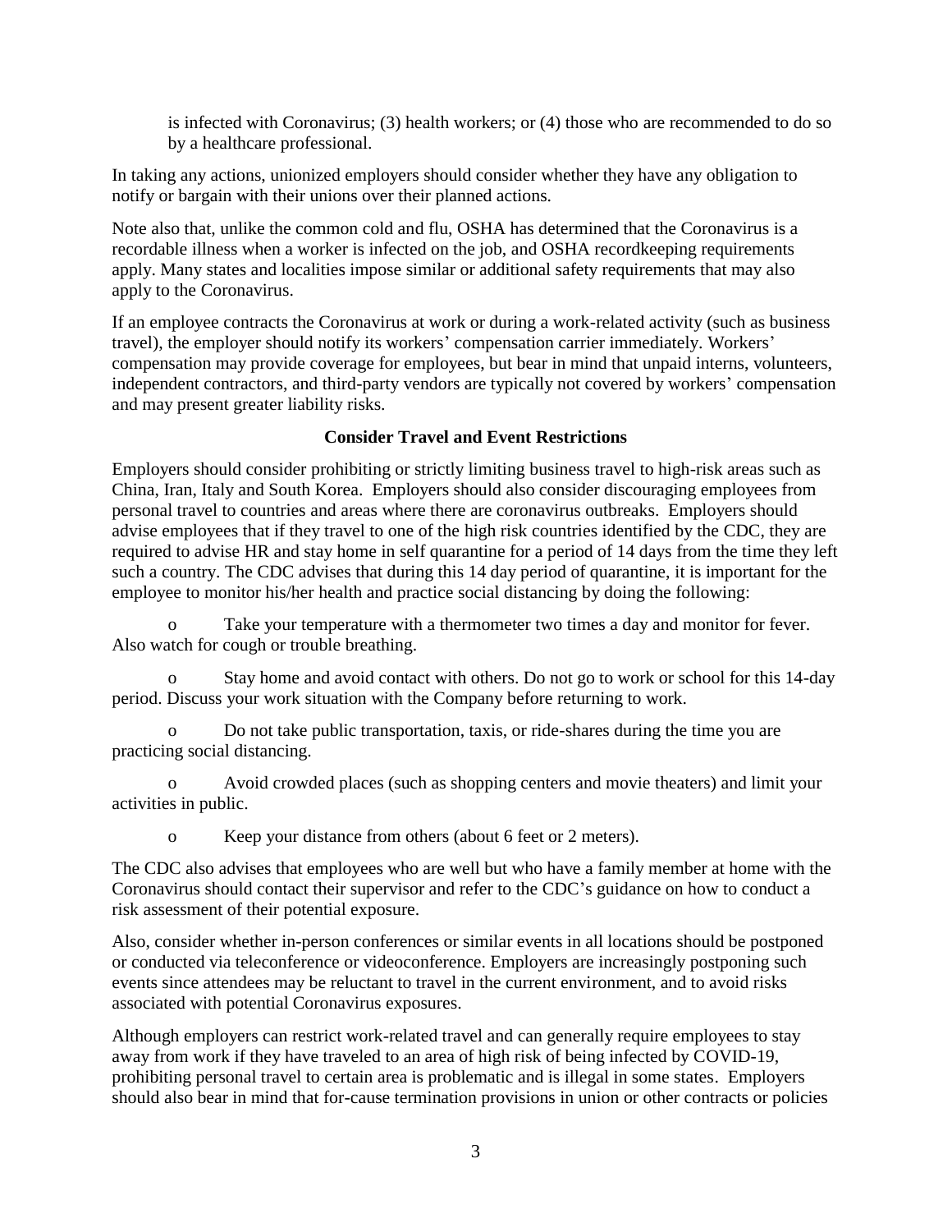is infected with Coronavirus; (3) health workers; or (4) those who are recommended to do so by a healthcare professional.

In taking any actions, unionized employers should consider whether they have any obligation to notify or bargain with their unions over their planned actions.

Note also that, unlike the common cold and flu, OSHA has determined that the Coronavirus is a recordable illness when a worker is infected on the job, and OSHA recordkeeping requirements apply. Many states and localities impose similar or additional safety requirements that may also apply to the Coronavirus.

If an employee contracts the Coronavirus at work or during a work-related activity (such as business travel), the employer should notify its workers' compensation carrier immediately. Workers' compensation may provide coverage for employees, but bear in mind that unpaid interns, volunteers, independent contractors, and third-party vendors are typically not covered by workers' compensation and may present greater liability risks.

### Consider Travel and Event Restrictions

Employers should consider prohibiting or strictly limiting business travel to high-risk areas such as China, Iran, Italy and South Korea. Employers should also consider discouraging employees from personal travel to countries and areas where there are coronavirus outbreaks. Employers should advise employees that if they travel to one of the high risk countries identified by the CDC, they are required to advise HR and stay home in self quarantine for a period of 14 days from the time they left such a country. The CDC advises that during this 14 day period of quarantine, it is important for the employee to monitor his/her health and practice social distancing by doing the following:

- Take your temperature with a thermometer two times a day and monitor for fever. Also watch for cough or trouble breathing.
- Stay home and avoid contact with others. Do not go to work or school for this 14-day period. Discuss your work situation with the Company before returning to work.
- Do not take public transportation, taxis, or ride-shares during the time you are practicing social distancing.
- Avoid crowded places (such as shopping centers and movie theaters) and limit your activities in public.
- Keep your distance from others (about 6 feet or 2 meters).

The CDC also advises that employees who are well but who have a family member at home with the Coronavirus should contact their supervisor and refer to the CDC's guidance on how to conduct a risk assessment of their potential exposure.

Also, consider whether in-person conferences or similar events in all locations should be postponed or conducted via teleconference or videoconference. Employers are increasingly postponing such events since attendees may be reluctant to travel in the current environment, and to avoid risks associated with potential Coronavirus exposures.

Although employers can restrict work-related travel and can generally require employees to stay away from work if they have traveled to an area of high risk of being infected by COVID-19, prohibiting personal travel to certain area is problematic and is illegal in some states. Employers should also bear in mind that for-cause termination provisions in union or other contracts or policies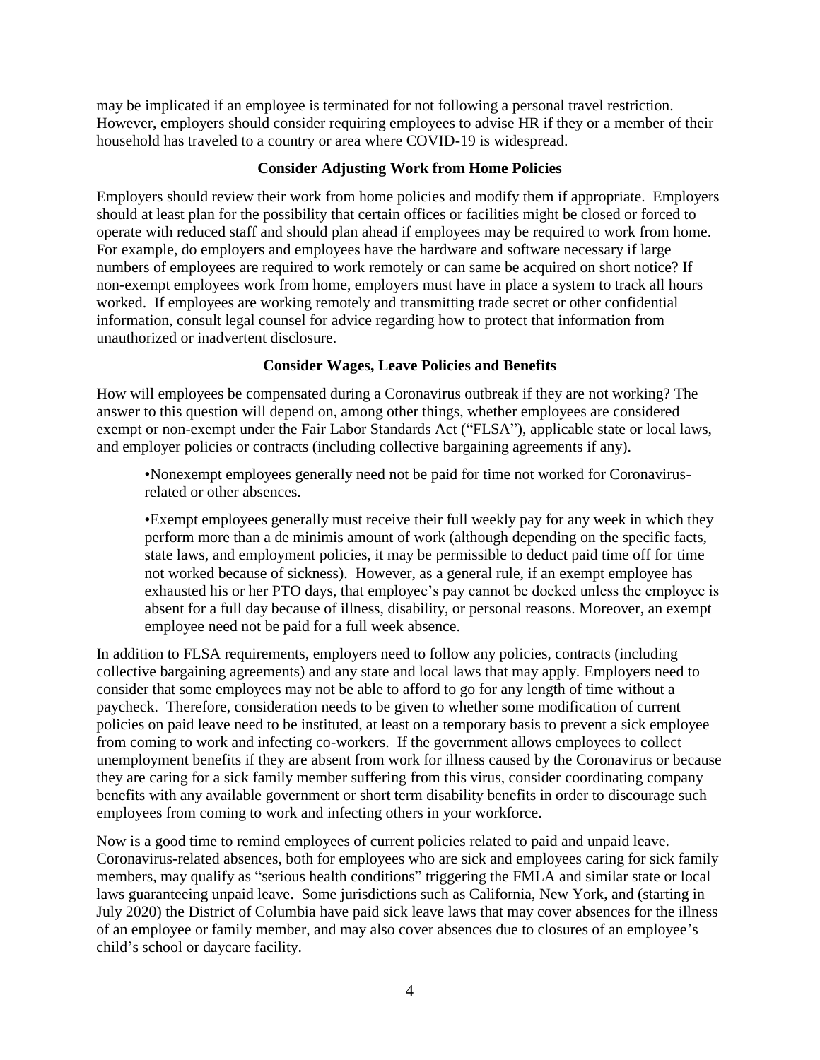may be implicated if an employee is terminated for not following a personal travel restriction. However, employers should consider requiring employees to advise HR if they or a member of their household has traveled to a country or area where COVID-19 is widespread.

### Consider Adjusting Work from Home Policies

Employers should review their work from home policies and modify them if appropriate. Employers should at least plan for the possibility that certain offices or facilities might be closed or forced to operate with reduced staff and should plan ahead if employees may be required to work from home. For example, do employers and employees have the hardware and software necessary if large numbers of employees are required to work remotely or can same be acquired on short notice? If non-exempt employees work from home, employers must have in place a system to track all hours worked. If employees are working remotely and transmitting trade secret or other confidential information, consult legal counsel for advice regarding how to protect that information from unauthorized or inadvertent disclosure.

### Consider Wages, Leave Policies and Benefits

How will employees be compensated during a Coronavirus outbreak if they are not working? The answer to this question will depend on, among other things, whether employees are considered exempt or non-exempt under the Fair Labor Standards Act ("FLSA"), applicable state or local laws, and employer policies or contracts (including collective bargaining agreements if any).

- Nonexempt employees generally need not be paid for time not worked for Coronavirus-related or other absences.
- Exempt employees generally must receive their full weekly pay for any week in which they perform more than a de minimis amount of work (although depending on the specific facts, state laws, and employment policies, it may be permissible to deduct paid time off for time not worked because of sickness). However, as a general rule, if an exempt employee has exhausted his or her PTO days, that employee's pay cannot be docked unless the employee is absent for a full day because of illness, disability, or personal reasons. Moreover, an exempt employee need not be paid for a full week absence.

In addition to FLSA requirements, employers need to follow any policies, contracts (including collective bargaining agreements) and any state and local laws that may apply. Employers need to consider that some employees may not be able to afford to go for any length of time without a paycheck. Therefore, consideration needs to be given to whether some modification of current policies on paid leave need to be instituted, at least on a temporary basis to prevent a sick employee from coming to work and infecting co-workers. If the government allows employees to collect unemployment benefits if they are absent from work for illness caused by the Coronavirus or because they are caring for a sick family member suffering from this virus, consider coordinating company benefits with any available government or short term disability benefits in order to discourage such employees from coming to work and infecting others in your workforce.

Now is a good time to remind employees of current policies related to paid and unpaid leave. Coronavirus-related absences, both for employees who are sick and employees caring for sick family members, may qualify as "serious health conditions" triggering the FMLA and similar state or local laws guaranteeing unpaid leave. Some jurisdictions such as California, New York, and (starting in July 2020) the District of Columbia have paid sick leave laws that may cover absences for the illness of an employee or family member, and may also cover absences due to closures of an employee's child's school or daycare facility.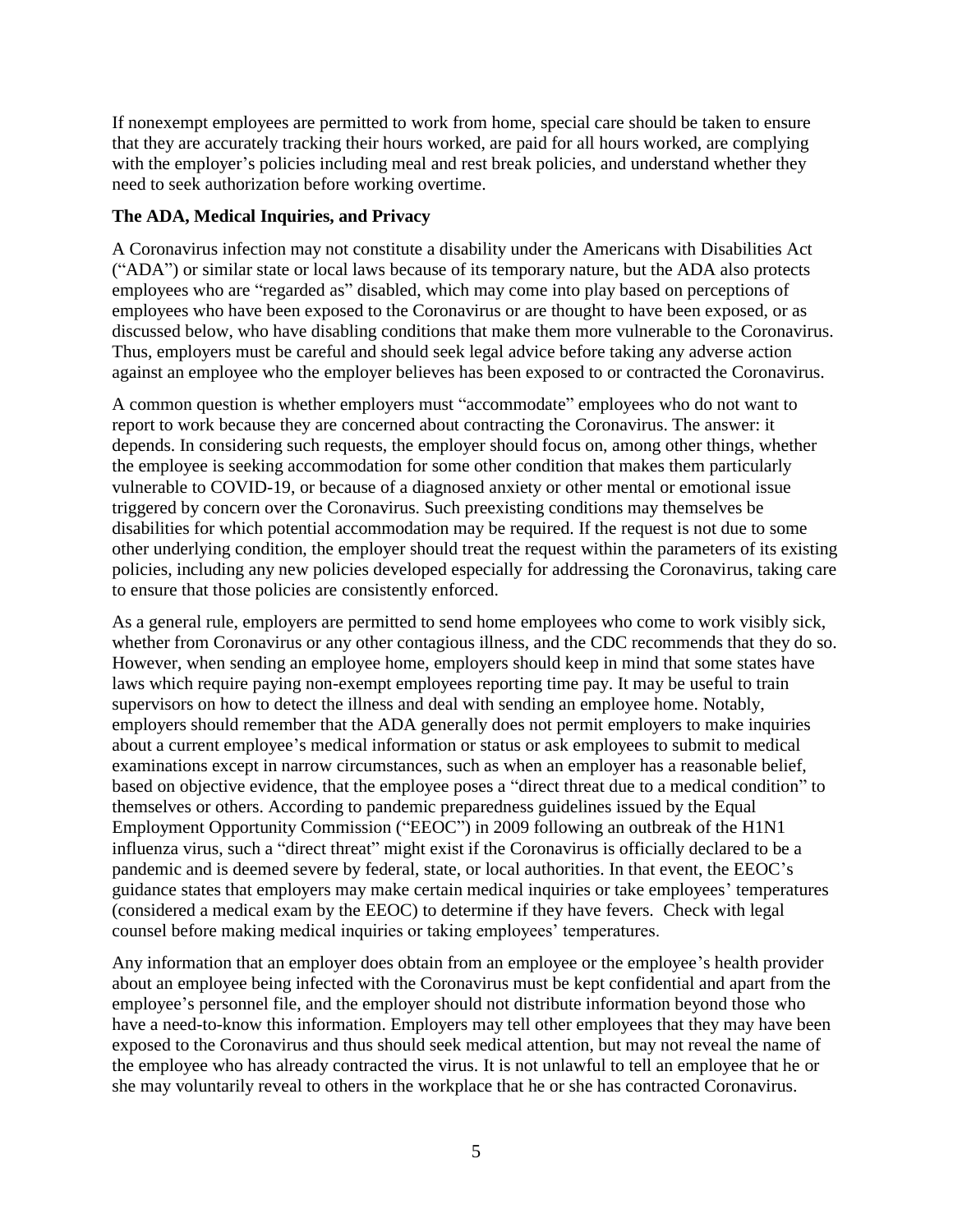If nonexempt employees are permitted to work from home, special care should be taken to ensure that they are accurately tracking their hours worked, are paid for all hours worked, are complying with the employer's policies including meal and rest break policies, and understand whether they need to seek authorization before working overtime.

**The ADA, Medical Inquiries, and Privacy**

A Coronavirus infection may not constitute a disability under the Americans with Disabilities Act ("ADA") or similar state or local laws because of its temporary nature, but the ADA also protects employees who are "regarded as" disabled, which may come into play based on perceptions of employees who have been exposed to the Coronavirus or are thought to have been exposed, or as discussed below, who have disabling conditions that make them more vulnerable to the Coronavirus. Thus, employers must be careful and should seek legal advice before taking any adverse action against an employee who the employer believes has been exposed to or contracted the Coronavirus.

A common question is whether employers must "accommodate" employees who do not want to report to work because they are concerned about contracting the Coronavirus. The answer: it depends. In considering such requests, the employer should focus on, among other things, whether the employee is seeking accommodation for some other condition that makes them particularly vulnerable to COVID-19, or because of a diagnosed anxiety or other mental or emotional issue triggered by concern over the Coronavirus. Such preexisting conditions may themselves be disabilities for which potential accommodation may be required. If the request is not due to some other underlying condition, the employer should treat the request within the parameters of its existing policies, including any new policies developed especially for addressing the Coronavirus, taking care to ensure that those policies are consistently enforced.

As a general rule, employers are permitted to send home employees who come to work visibly sick, whether from Coronavirus or any other contagious illness, and the CDC recommends that they do so. However, when sending an employee home, employers should keep in mind that some states have laws which require paying non-exempt employees reporting time pay. It may be useful to train supervisors on how to detect the illness and deal with sending an employee home. Notably, employers should remember that the ADA generally does not permit employers to make inquiries about a current employee's medical information or status or ask employees to submit to medical examinations except in narrow circumstances, such as when an employer has a reasonable belief, based on objective evidence, that the employee poses a "direct threat due to a medical condition" to themselves or others. According to pandemic preparedness guidelines issued by the Equal Employment Opportunity Commission ("EEOC") in 2009 following an outbreak of the H1N1 influenza virus, such a "direct threat" might exist if the Coronavirus is officially declared to be a pandemic and is deemed severe by federal, state, or local authorities. In that event, the EEOC's guidance states that employers may make certain medical inquiries or take employees' temperatures (considered a medical exam by the EEOC) to determine if they have fevers. Check with legal counsel before making medical inquiries or taking employees' temperatures.

Any information that an employer does obtain from an employee or the employee's health provider about an employee being infected with the Coronavirus must be kept confidential and apart from the employee's personnel file, and the employer should not distribute information beyond those who have a need-to-know this information. Employers may tell other employees that they may have been exposed to the Coronavirus and thus should seek medical attention, but may not reveal the name of the employee who has already contracted the virus. It is not unlawful to tell an employee that he or she may voluntarily reveal to others in the workplace that he or she has contracted Coronavirus.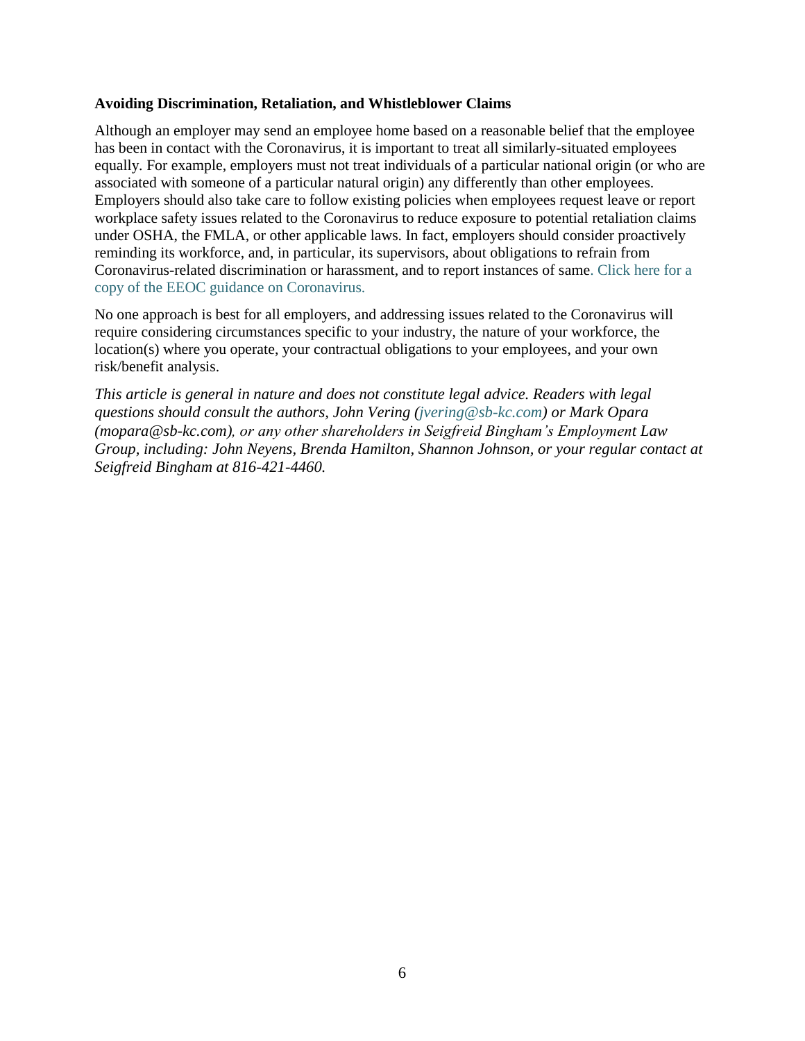**Avoiding Discrimination, Retaliation, and Whistleblower Claims**

Although an employer may send an employee home based on a reasonable belief that the employee has been in contact with the Coronavirus, it is important to treat all similarly-situated employees equally. For example, employers must not treat individuals of a particular national origin (or who are associated with someone of a particular natural origin) any differently than other employees. Employers should also take care to follow existing policies when employees request leave or report workplace safety issues related to the Coronavirus to reduce exposure to potential retaliation claims under OSHA, the FMLA, or other applicable laws. In fact, employers should consider proactively reminding its workforce, and, in particular, its supervisors, about obligations to refrain from Coronavirus-related discrimination or harassment, and to report instances of same. Click here for a copy of the EEOC guidance on Coronavirus.

No one approach is best for all employers, and addressing issues related to the Coronavirus will require considering circumstances specific to your industry, the nature of your workforce, the location(s) where you operate, your contractual obligations to your employees, and your own risk/benefit analysis.

*This article is general in nature and does not constitute legal advice. Readers with legal questions should consult the authors, John Vering (jvering@sb-kc.com) or Mark Opara (mopara@sb-kc.com), or any other shareholders in Seigfreid Bingham's Employment Law Group, including: John Neyens, Brenda Hamilton, Shannon Johnson, or your regular contact at Seigfreid Bingham at 816-421-4460.*